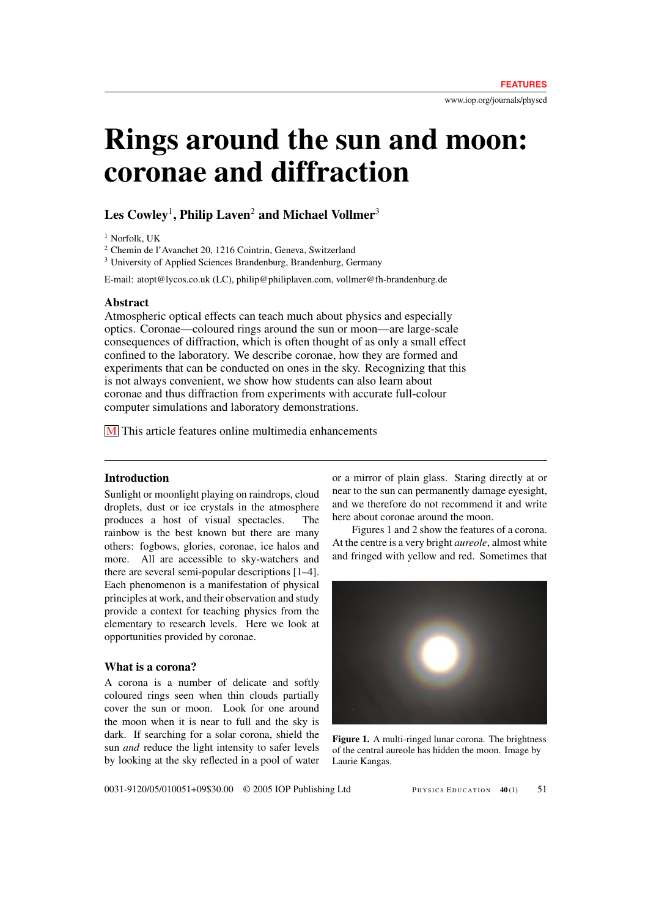# Rings around the sun and moon: coronae and diffraction

**Les Cowley[1], Philip Laven[2] and Michael Vollmer[3]**

[1] Norfolk, UK
[2] Chemin de l'Avanchet 20, 1216 Cointrin, Geneva, Switzerland
[3] University of Applied Sciences Brandenburg, Brandenburg, Germany

E-mail: atopt@lycos.co.uk (LC), philip@philiplaven.com, vollmer@fh-brandenburg.de

### Abstract

Atmospheric optical effects can teach much about physics and especially optics. Coronae—coloured rings around the sun or moon—are large-scale consequences of diffraction, which is often thought of as only a small effect confined to the laboratory. We describe coronae, how they are formed and experiments that can be conducted on ones in the sky. Recognizing that this is not always convenient, we show how students can also learn about coronae and thus diffraction from experiments with accurate full-colour computer simulations and laboratory demonstrations.

M This article features online multimedia enhancements

## Introduction

Sunlight or moonlight playing on raindrops, cloud droplets, dust or ice crystals in the atmosphere produces a host of visual spectacles. The rainbow is the best known but there are many others: fogbows, glories, coronae, ice halos and more. All are accessible to sky-watchers and there are several semi-popular descriptions [1–4]. Each phenomenon is a manifestation of physical principles at work, and their observation and study provide a context for teaching physics from the elementary to research levels. Here we look at opportunities provided by coronae.

## What is a corona?

A corona is a number of delicate and softly coloured rings seen when thin clouds partially cover the sun or moon. Look for one around the moon when it is near to full and the sky is dark. If searching for a solar corona, shield the sun *and* reduce the light intensity to safer levels by looking at the sky reflected in a pool of water or a mirror of plain glass. Staring directly at or near to the sun can permanently damage eyesight, and we therefore do not recommend it and write here about coronae around the moon.

Figures 1 and 2 show the features of a corona. At the centre is a very bright *aureole*, almost white and fringed with yellow and red. Sometimes that

**Figure 1.** A multi-ringed lunar corona. The brightness of the central aureole has hidden the moon. Image by Laurie Kangas.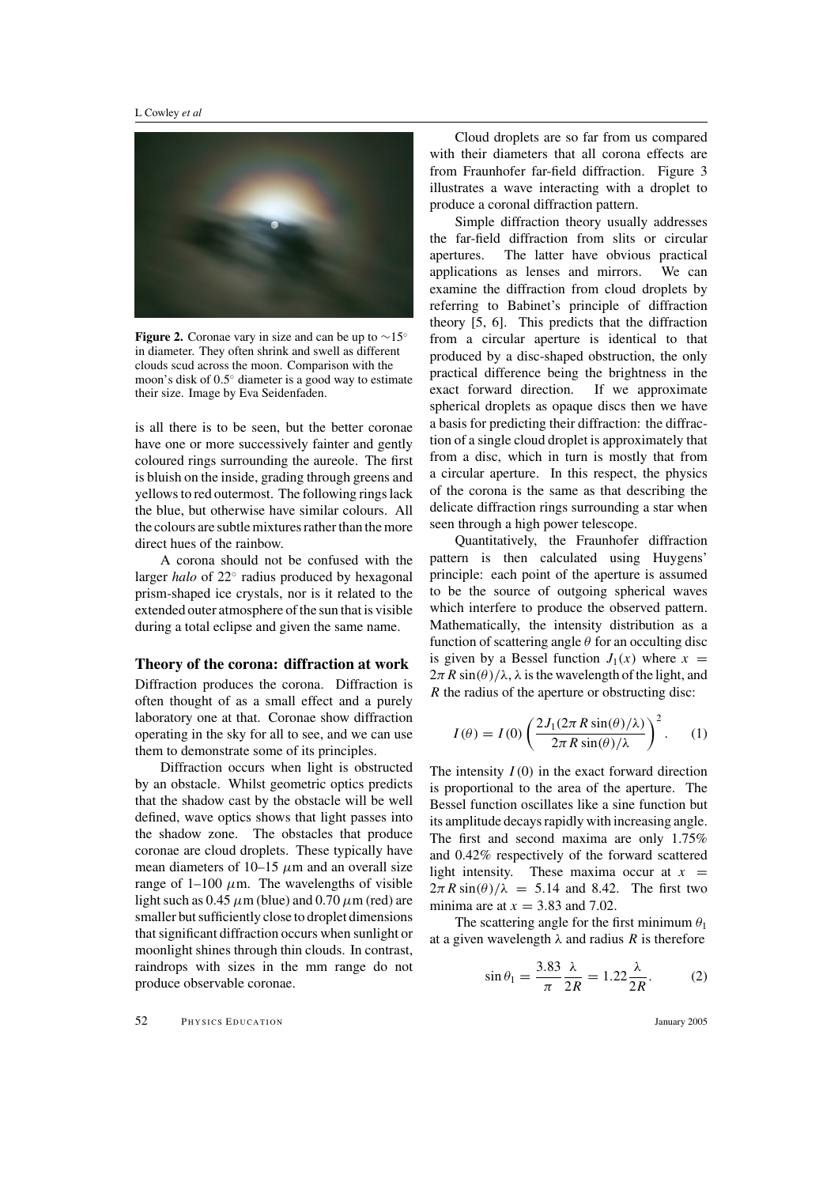**Figure 2.** Coronae vary in size and can be up to ∼15° in diameter. They often shrink and swell as different clouds scud across the moon. Comparison with the moon's disk of 0.5° diameter is a good way to estimate their size. Image by Eva Seidenfaden.

is all there is to be seen, but the better coronae have one or more successively fainter and gently coloured rings surrounding the aureole. The first is bluish on the inside, grading through greens and yellows to red outermost. The following rings lack the blue, but otherwise have similar colours. All the colours are subtle mixtures rather than the more direct hues of the rainbow.

A corona should not be confused with the larger *halo* of 22° radius produced by hexagonal prism-shaped ice crystals, nor is it related to the extended outer atmosphere of the sun that is visible during a total eclipse and given the same name.

## Theory of the corona: diffraction at work

Diffraction produces the corona. Diffraction is often thought of as a small effect and a purely laboratory one at that. Coronae show diffraction operating in the sky for all to see, and we can use them to demonstrate some of its principles.

Diffraction occurs when light is obstructed by an obstacle. Whilst geometric optics predicts that the shadow cast by the obstacle will be well defined, wave optics shows that light passes into the shadow zone. The obstacles that produce coronae are cloud droplets. These typically have mean diameters of 10–15 $\mu$m and an overall size range of 1–100 $\mu$m. The wavelengths of visible light such as 0.45 $\mu$m (blue) and 0.70 $\mu$m (red) are smaller but sufficiently close to droplet dimensions that significant diffraction occurs when sunlight or moonlight shines through thin clouds. In contrast, raindrops with sizes in the mm range do not produce observable coronae.

Cloud droplets are so far from us compared with their diameters that all corona effects are from Fraunhofer far-field diffraction. Figure 3 illustrates a wave interacting with a droplet to produce a coronal diffraction pattern.

Simple diffraction theory usually addresses the far-field diffraction from slits or circular apertures. The latter have obvious practical applications as lenses and mirrors. We can examine the diffraction from cloud droplets by referring to Babinet's principle of diffraction theory [5, 6]. This predicts that the diffraction from a circular aperture is identical to that produced by a disc-shaped obstruction, the only practical difference being the brightness in the exact forward direction. If we approximate spherical droplets as opaque discs then we have a basis for predicting their diffraction: the diffraction of a single cloud droplet is approximately that from a disc, which in turn is mostly that from a circular aperture. In this respect, the physics of the corona is the same as that describing the delicate diffraction rings surrounding a star when seen through a high power telescope.

Quantitatively, the Fraunhofer diffraction pattern is then calculated using Huygens' principle: each point of the aperture is assumed to be the source of outgoing spherical waves which interfere to produce the observed pattern. Mathematically, the intensity distribution as a function of scattering angle $\theta$ for an occulting disc is given by a Bessel function $J_1(x)$ where $x = 2\pi R\sin(\theta)/\lambda$, $\lambda$ is the wavelength of the light, and $R$ the radius of the aperture or obstructing disc:

$$I(\theta) = I(0)\left(\frac{2J_1(2\pi R\sin(\theta)/\lambda)}{2\pi R\sin(\theta)/\lambda}\right)^2. \quad (1)$$

The intensity $I(0)$ in the exact forward direction is proportional to the area of the aperture. The Bessel function oscillates like a sine function but its amplitude decays rapidly with increasing angle. The first and second maxima are only 1.75% and 0.42% respectively of the forward scattered light intensity. These maxima occur at $x = 2\pi R\sin(\theta)/\lambda = 5.14$ and 8.42. The first two minima are at $x = 3.83$ and 7.02.

The scattering angle for the first minimum $\theta_1$ at a given wavelength $\lambda$ and radius $R$ is therefore

$$\sin\theta_1 = \frac{3.83}{\pi}\frac{\lambda}{2R} = 1.22\frac{\lambda}{2R}. \quad (2)$$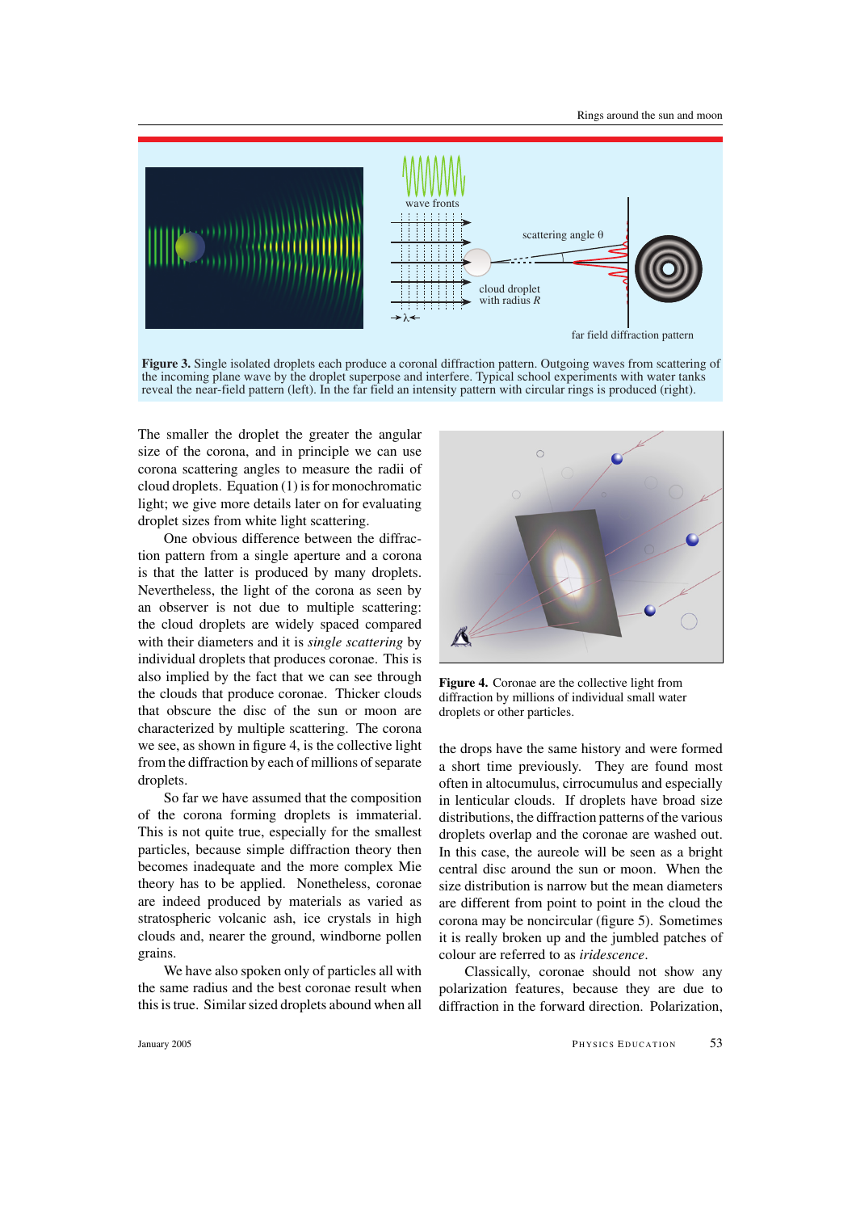wave fronts

scattering angle θ

cloud droplet
with radius $R$

$\lambda$

far field diffraction pattern

**Figure 3.** Single isolated droplets each produce a coronal diffraction pattern. Outgoing waves from scattering of the incoming plane wave by the droplet superpose and interfere. Typical school experiments with water tanks reveal the near-field pattern (left). In the far field an intensity pattern with circular rings is produced (right).

The smaller the droplet the greater the angular size of the corona, and in principle we can use corona scattering angles to measure the radii of cloud droplets. Equation (1) is for monochromatic light; we give more details later on for evaluating droplet sizes from white light scattering.

One obvious difference between the diffraction pattern from a single aperture and a corona is that the latter is produced by many droplets. Nevertheless, the light of the corona as seen by an observer is not due to multiple scattering: the cloud droplets are widely spaced compared with their diameters and it is *single scattering* by individual droplets that produces coronae. This is also implied by the fact that we can see through the clouds that produce coronae. Thicker clouds that obscure the disc of the sun or moon are characterized by multiple scattering. The corona we see, as shown in figure 4, is the collective light from the diffraction by each of millions of separate droplets.

So far we have assumed that the composition of the corona forming droplets is immaterial. This is not quite true, especially for the smallest particles, because simple diffraction theory then becomes inadequate and the more complex Mie theory has to be applied. Nonetheless, coronae are indeed produced by materials as varied as stratospheric volcanic ash, ice crystals in high clouds and, nearer the ground, windborne pollen grains.

We have also spoken only of particles all with the same radius and the best coronae result when this is true. Similar sized droplets abound when all the drops have the same history and were formed a short time previously. They are found most often in altocumulus, cirrocumulus and especially in lenticular clouds. If droplets have broad size distributions, the diffraction patterns of the various droplets overlap and the coronae are washed out. In this case, the aureole will be seen as a bright central disc around the sun or moon. When the size distribution is narrow but the mean diameters are different from point to point in the cloud the corona may be noncircular (figure 5). Sometimes it is really broken up and the jumbled patches of colour are referred to as *iridescence*.

**Figure 4.** Coronae are the collective light from diffraction by millions of individual small water droplets or other particles.

Classically, coronae should not show any polarization features, because they are due to diffraction in the forward direction. Polarization,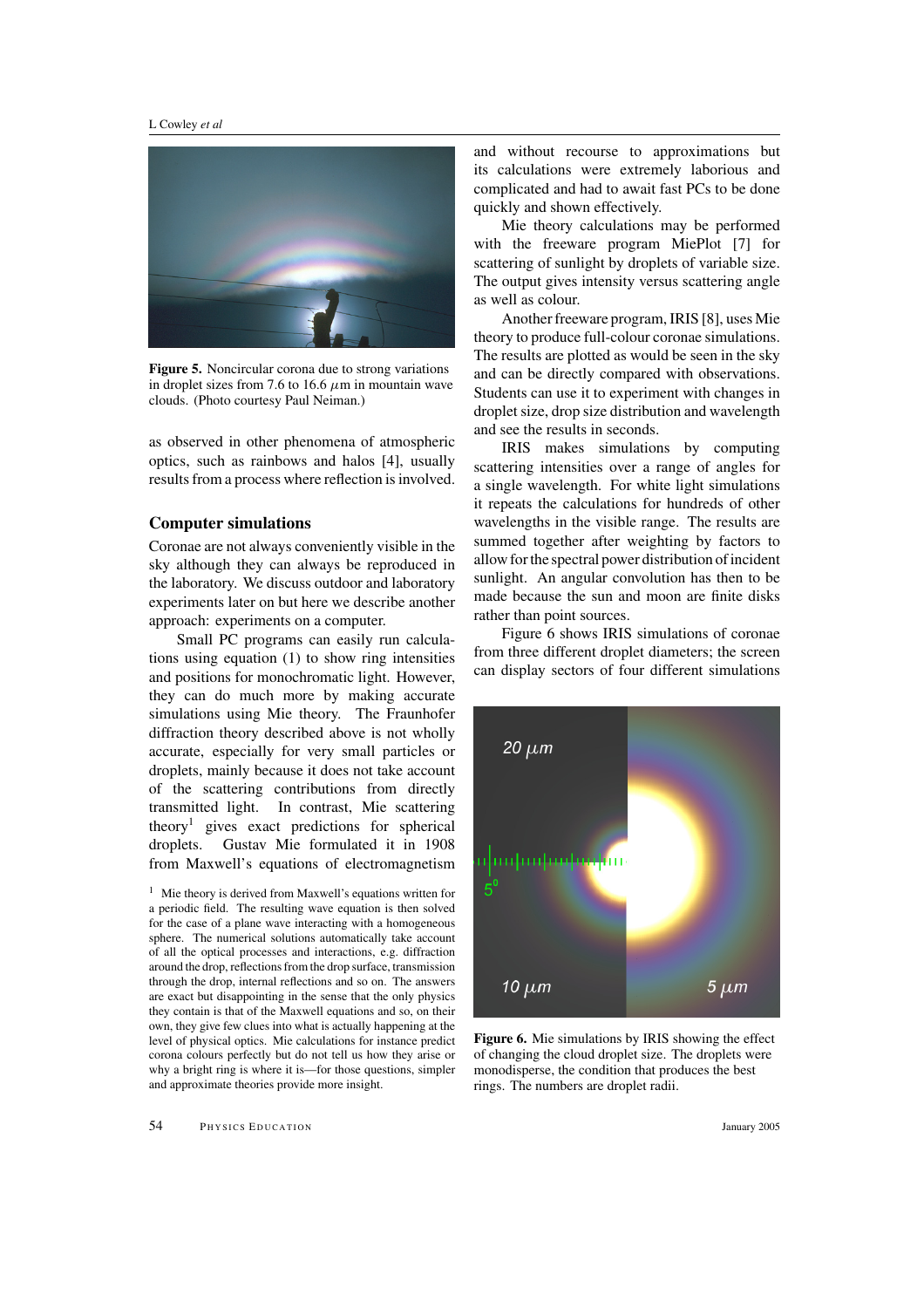Figure 5. Noncircular corona due to strong variations in droplet sizes from 7.6 to 16.6 $\mu$m in mountain wave clouds. (Photo courtesy Paul Neiman.)

as observed in other phenomena of atmospheric optics, such as rainbows and halos [4], usually results from a process where reflection is involved.

## Computer simulations

Coronae are not always conveniently visible in the sky although they can always be reproduced in the laboratory. We discuss outdoor and laboratory experiments later on but here we describe another approach: experiments on a computer.

Small PC programs can easily run calculations using equation (1) to show ring intensities and positions for monochromatic light. However, they can do much more by making accurate simulations using Mie theory. The Fraunhofer diffraction theory described above is not wholly accurate, especially for very small particles or droplets, mainly because it does not take account of the scattering contributions from directly transmitted light. In contrast, Mie scattering theory[1] gives exact predictions for spherical droplets. Gustav Mie formulated it in 1908 from Maxwell's equations of electromagnetism and without recourse to approximations but its calculations were extremely laborious and complicated and had to await fast PCs to be done quickly and shown effectively.

Mie theory calculations may be performed with the freeware program MiePlot [7] for scattering of sunlight by droplets of variable size. The output gives intensity versus scattering angle as well as colour.

Another freeware program, IRIS [8], uses Mie theory to produce full-colour coronae simulations. The results are plotted as would be seen in the sky and can be directly compared with observations. Students can use it to experiment with changes in droplet size, drop size distribution and wavelength and see the results in seconds.

IRIS makes simulations by computing scattering intensities over a range of angles for a single wavelength. For white light simulations it repeats the calculations for hundreds of other wavelengths in the visible range. The results are summed together after weighting by factors to allow for the spectral power distribution of incident sunlight. An angular convolution has then to be made because the sun and moon are finite disks rather than point sources.

Figure 6 shows IRIS simulations of coronae from three different droplet diameters; the screen can display sectors of four different simulations

Figure 6. Mie simulations by IRIS showing the effect of changing the cloud droplet size. The droplets were monodisperse, the condition that produces the best rings. The numbers are droplet radii.

[1] Mie theory is derived from Maxwell's equations written for a periodic field. The resulting wave equation is then solved for the case of a plane wave interacting with a homogeneous sphere. The numerical solutions automatically take account of all the optical processes and interactions, e.g. diffraction around the drop, reflections from the drop surface, transmission through the drop, internal reflections and so on. The answers are exact but disappointing in the sense that the only physics they contain is that of the Maxwell equations and so, on their own, they give few clues into what is actually happening at the level of physical optics. Mie calculations for instance predict corona colours perfectly but do not tell us how they arise or why a bright ring is where it is—for those questions, simpler and approximate theories provide more insight.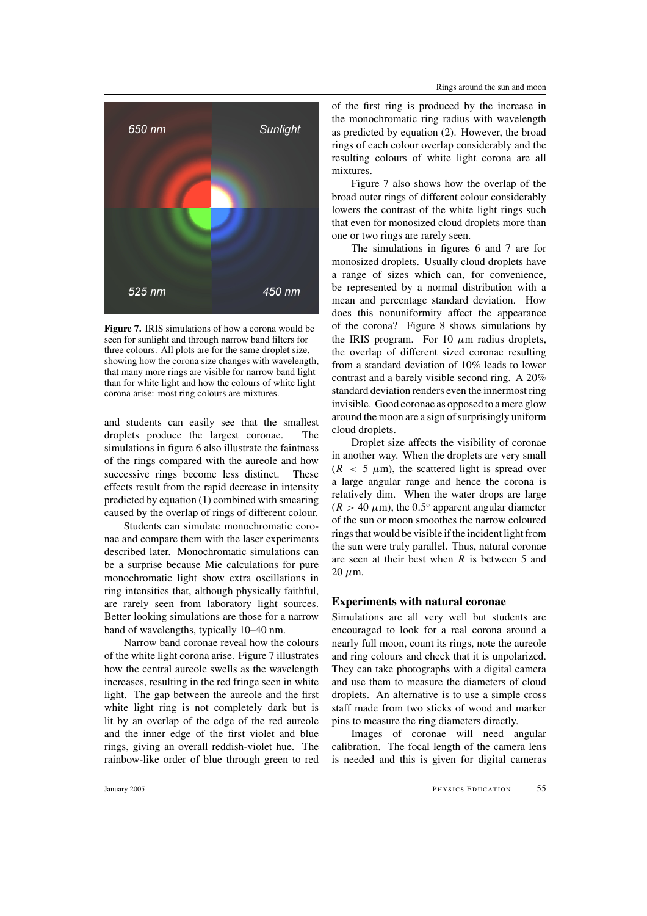**Figure 7.** IRIS simulations of how a corona would be seen for sunlight and through narrow band filters for three colours. All plots are for the same droplet size, showing how the corona size changes with wavelength, that many more rings are visible for narrow band light than for white light and how the colours of white light corona arise: most ring colours are mixtures.

and students can easily see that the smallest droplets produce the largest coronae. The simulations in figure 6 also illustrate the faintness of the rings compared with the aureole and how successive rings become less distinct. These effects result from the rapid decrease in intensity predicted by equation (1) combined with smearing caused by the overlap of rings of different colour.

Students can simulate monochromatic coronae and compare them with the laser experiments described later. Monochromatic simulations can be a surprise because Mie calculations for pure monochromatic light show extra oscillations in ring intensities that, although physically faithful, are rarely seen from laboratory light sources. Better looking simulations are those for a narrow band of wavelengths, typically 10–40 nm.

Narrow band coronae reveal how the colours of the white light corona arise. Figure 7 illustrates how the central aureole swells as the wavelength increases, resulting in the red fringe seen in white light. The gap between the aureole and the first white light ring is not completely dark but is lit by an overlap of the edge of the red aureole and the inner edge of the first violet and blue rings, giving an overall reddish-violet hue. The rainbow-like order of blue through green to red of the first ring is produced by the increase in the monochromatic ring radius with wavelength as predicted by equation (2). However, the broad rings of each colour overlap considerably and the resulting colours of white light corona are all mixtures.

Figure 7 also shows how the overlap of the broad outer rings of different colour considerably lowers the contrast of the white light rings such that even for monosized cloud droplets more than one or two rings are rarely seen.

The simulations in figures 6 and 7 are for monosized droplets. Usually cloud droplets have a range of sizes which can, for convenience, be represented by a normal distribution with a mean and percentage standard deviation. How does this nonuniformity affect the appearance of the corona? Figure 8 shows simulations by the IRIS program. For 10 $\mu$m radius droplets, the overlap of different sized coronae resulting from a standard deviation of 10% leads to lower contrast and a barely visible second ring. A 20% standard deviation renders even the innermost ring invisible. Good coronae as opposed to a mere glow around the moon are a sign of surprisingly uniform cloud droplets.

Droplet size affects the visibility of coronae in another way. When the droplets are very small ($R < 5$ $\mu$m), the scattered light is spread over a large angular range and hence the corona is relatively dim. When the water drops are large ($R > 40$ $\mu$m), the $0.5^\circ$ apparent angular diameter of the sun or moon smoothes the narrow coloured rings that would be visible if the incident light from the sun were truly parallel. Thus, natural coronae are seen at their best when $R$ is between 5 and 20 $\mu$m.

## Experiments with natural coronae

Simulations are all very well but students are encouraged to look for a real corona around a nearly full moon, count its rings, note the aureole and ring colours and check that it is unpolarized. They can take photographs with a digital camera and use them to measure the diameters of cloud droplets. An alternative is to use a simple cross staff made from two sticks of wood and marker pins to measure the ring diameters directly.

Images of coronae will need angular calibration. The focal length of the camera lens is needed and this is given for digital cameras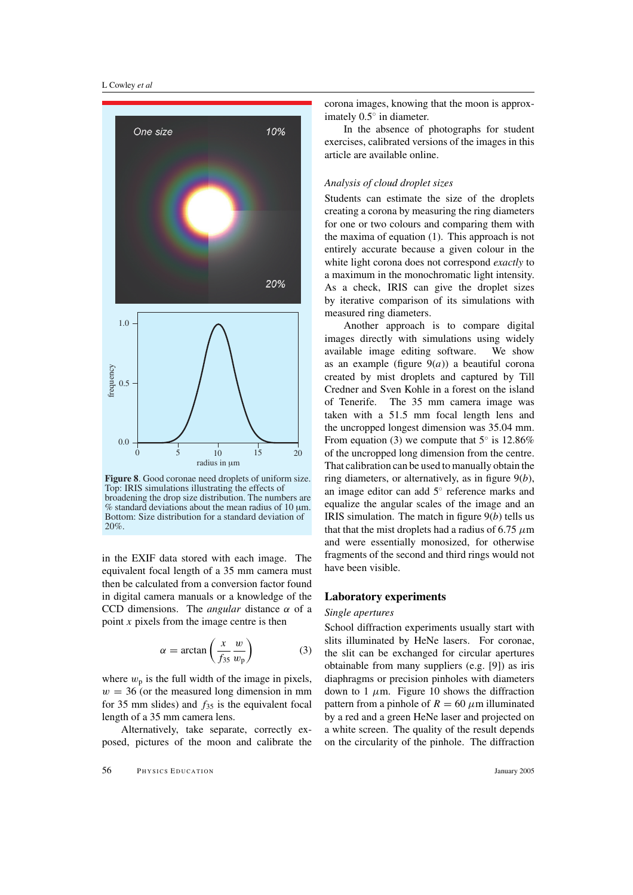**Figure 8**. Good coronae need droplets of uniform size. Top: IRIS simulations illustrating the effects of broadening the drop size distribution. The numbers are % standard deviations about the mean radius of 10 μm. Bottom: Size distribution for a standard deviation of 20%.

in the EXIF data stored with each image. The equivalent focal length of a 35 mm camera must then be calculated from a conversion factor found in digital camera manuals or a knowledge of the CCD dimensions. The *angular* distance $\alpha$ of a point $x$ pixels from the image centre is then

$$\alpha = \arctan\left(\frac{x}{f_{35}}\frac{w}{w_p}\right) \tag{3}$$

where $w_p$ is the full width of the image in pixels, $w = 36$ (or the measured long dimension in mm for 35 mm slides) and $f_{35}$ is the equivalent focal length of a 35 mm camera lens.

Alternatively, take separate, correctly exposed, pictures of the moon and calibrate the corona images, knowing that the moon is approximately 0.5° in diameter.

In the absence of photographs for student exercises, calibrated versions of the images in this article are available online.

### *Analysis of cloud droplet sizes*

Students can estimate the size of the droplets creating a corona by measuring the ring diameters for one or two colours and comparing them with the maxima of equation (1). This approach is not entirely accurate because a given colour in the white light corona does not correspond *exactly* to a maximum in the monochromatic light intensity. As a check, IRIS can give the droplet sizes by iterative comparison of its simulations with measured ring diameters.

Another approach is to compare digital images directly with simulations using widely available image editing software. We show as an example (figure 9(*a*)) a beautiful corona created by mist droplets and captured by Till Credner and Sven Kohle in a forest on the island of Tenerife. The 35 mm camera image was taken with a 51.5 mm focal length lens and the uncropped longest dimension was 35.04 mm. From equation (3) we compute that 5° is 12.86% of the uncropped long dimension from the centre. That calibration can be used to manually obtain the ring diameters, or alternatively, as in figure 9(*b*), an image editor can add 5° reference marks and equalize the angular scales of the image and an IRIS simulation. The match in figure 9(*b*) tells us that that the mist droplets had a radius of 6.75 $\mu$m and were essentially monosized, for otherwise fragments of the second and third rings would not have been visible.

## Laboratory experiments

### *Single apertures*

School diffraction experiments usually start with slits illuminated by HeNe lasers. For coronae, the slit can be exchanged for circular apertures obtainable from many suppliers (e.g. [9]) as iris diaphragms or precision pinholes with diameters down to 1 $\mu$m. Figure 10 shows the diffraction pattern from a pinhole of $R = 60$ $\mu$m illuminated by a red and a green HeNe laser and projected on a white screen. The quality of the result depends on the circularity of the pinhole. The diffraction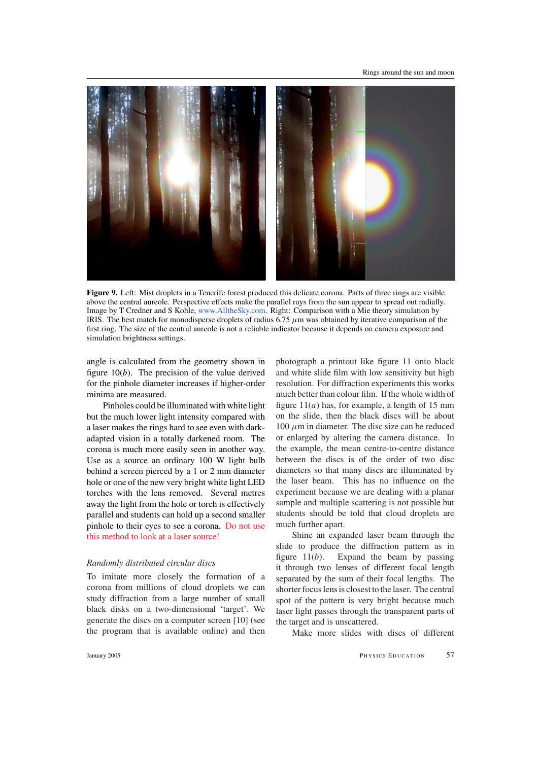**Figure 9.** Left: Mist droplets in a Tenerife forest produced this delicate corona. Parts of three rings are visible above the central aureole. Perspective effects make the parallel rays from the sun appear to spread out radially. Image by T Credner and S Kohle, www.AlltheSky.com. Right: Comparison with a Mie theory simulation by IRIS. The best match for monodisperse droplets of radius 6.75 $\mu$m was obtained by iterative comparison of the first ring. The size of the central aureole is not a reliable indicator because it depends on camera exposure and simulation brightness settings.

angle is calculated from the geometry shown in figure 10(*b*). The precision of the value derived for the pinhole diameter increases if higher-order minima are measured.

Pinholes could be illuminated with white light but the much lower light intensity compared with a laser makes the rings hard to see even with dark-adapted vision in a totally darkened room. The corona is much more easily seen in another way. Use as a source an ordinary 100 W light bulb behind a screen pierced by a 1 or 2 mm diameter hole or one of the new very bright white light LED torches with the lens removed. Several metres away the light from the hole or torch is effectively parallel and students can hold up a second smaller pinhole to their eyes to see a corona. Do not use this method to look at a laser source!

### *Randomly distributed circular discs*

To imitate more closely the formation of a corona from millions of cloud droplets we can study diffraction from a large number of small black disks on a two-dimensional 'target'. We generate the discs on a computer screen [10] (see the program that is available online) and then photograph a printout like figure 11 onto black and white slide film with low sensitivity but high resolution. For diffraction experiments this works much better than colour film. If the whole width of figure 11(*a*) has, for example, a length of 15 mm on the slide, then the black discs will be about 100 $\mu$m in diameter. The disc size can be reduced or enlarged by altering the camera distance. In the example, the mean centre-to-centre distance between the discs is of the order of two disc diameters so that many discs are illuminated by the laser beam. This has no influence on the experiment because we are dealing with a planar sample and multiple scattering is not possible but students should be told that cloud droplets are much further apart.

Shine an expanded laser beam through the slide to produce the diffraction pattern as in figure 11(*b*). Expand the beam by passing it through two lenses of different focal length separated by the sum of their focal lengths. The shorter focus lens is closest to the laser. The central spot of the pattern is very bright because much laser light passes through the transparent parts of the target and is unscattered.

Make more slides with discs of different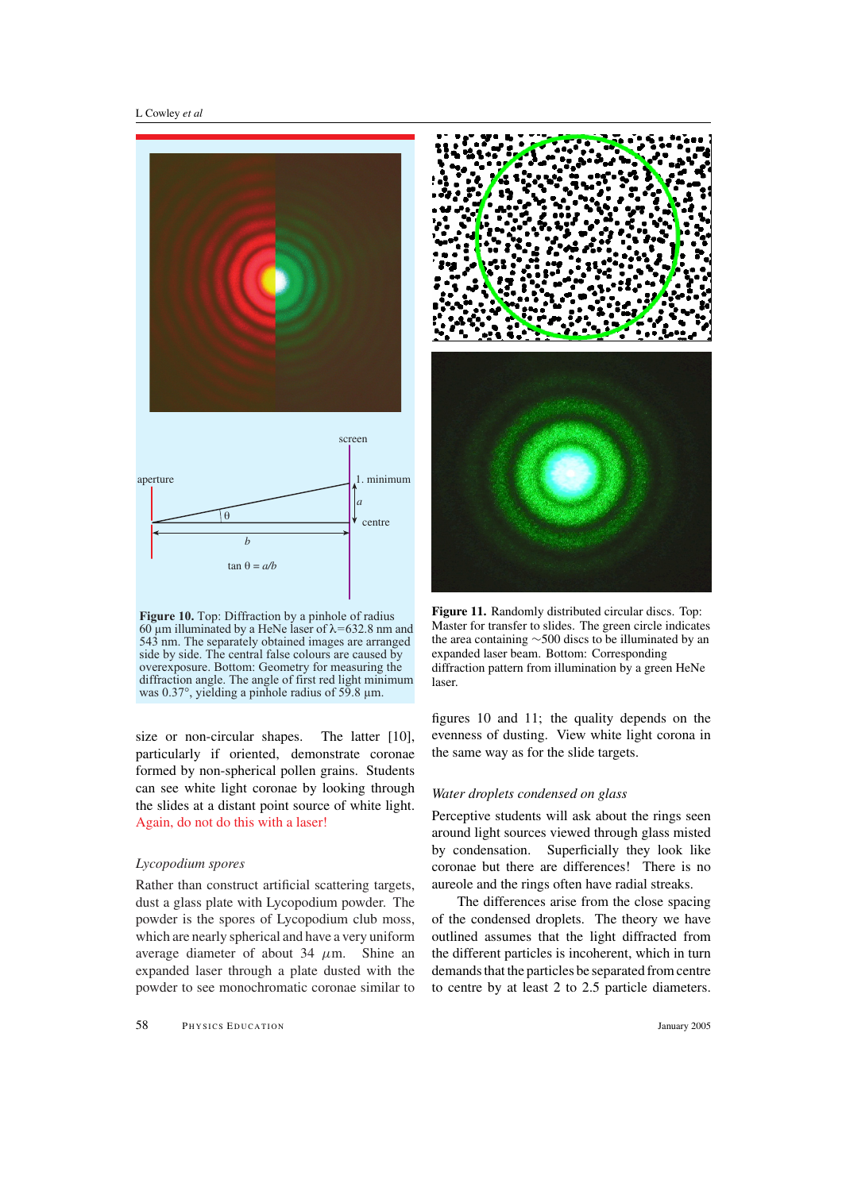**Figure 10.** Top: Diffraction by a pinhole of radius 60 µm illuminated by a HeNe laser of $\lambda$=632.8 nm and 543 nm. The separately obtained images are arranged side by side. The central false colours are caused by overexposure. Bottom: Geometry for measuring the diffraction angle. The angle of first red light minimum was 0.37°, yielding a pinhole radius of 59.8 µm.

**Figure 11.** Randomly distributed circular discs. Top: Master for transfer to slides. The green circle indicates the area containing ~500 discs to be illuminated by an expanded laser beam. Bottom: Corresponding diffraction pattern from illumination by a green HeNe laser.

size or non-circular shapes. The latter [10], particularly if oriented, demonstrate coronae formed by non-spherical pollen grains. Students can see white light coronae by looking through the slides at a distant point source of white light. Again, do not do this with a laser!

### *Lycopodium spores*

Rather than construct artificial scattering targets, dust a glass plate with Lycopodium powder. The powder is the spores of Lycopodium club moss, which are nearly spherical and have a very uniform average diameter of about 34 $\mu$m. Shine an expanded laser through a plate dusted with the powder to see monochromatic coronae similar to figures 10 and 11; the quality depends on the evenness of dusting. View white light corona in the same way as for the slide targets.

### *Water droplets condensed on glass*

Perceptive students will ask about the rings seen around light sources viewed through glass misted by condensation. Superficially they look like coronae but there are differences! There is no aureole and the rings often have radial streaks.

The differences arise from the close spacing of the condensed droplets. The theory we have outlined assumes that the light diffracted from the different particles is incoherent, which in turn demands that the particles be separated from centre to centre by at least 2 to 2.5 particle diameters.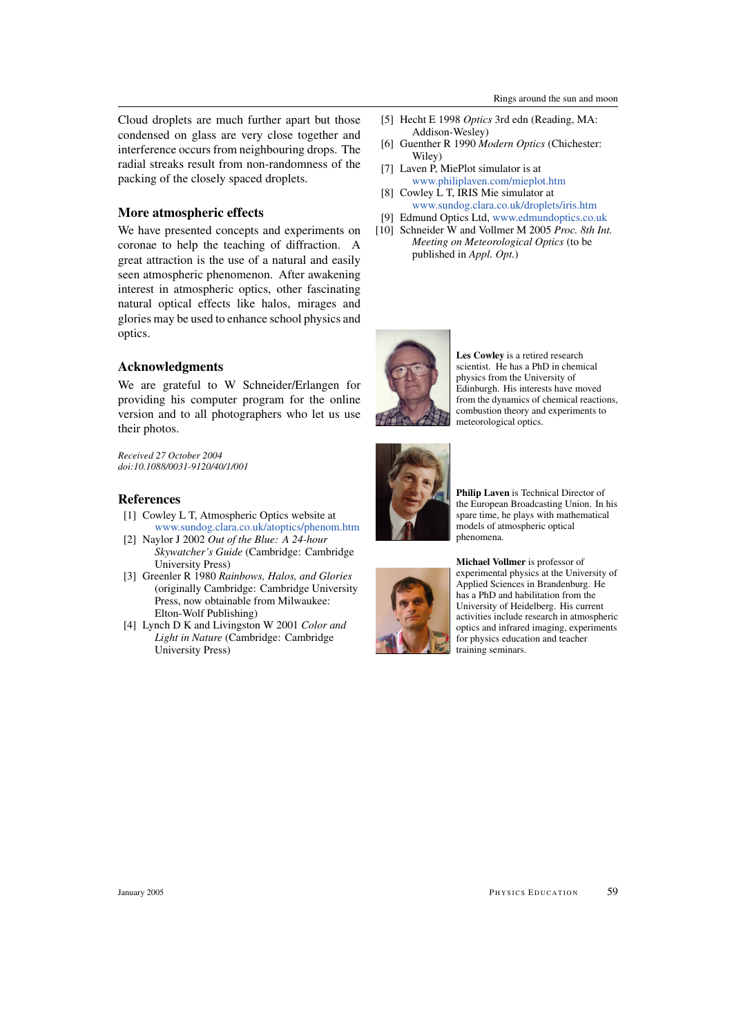Cloud droplets are much further apart but those condensed on glass are very close together and interference occurs from neighbouring drops. The radial streaks result from non-randomness of the packing of the closely spaced droplets.

## More atmospheric effects

We have presented concepts and experiments on coronae to help the teaching of diffraction. A great attraction is the use of a natural and easily seen atmospheric phenomenon. After awakening interest in atmospheric optics, other fascinating natural optical effects like halos, mirages and glories may be used to enhance school physics and optics.

## Acknowledgments

We are grateful to W Schneider/Erlangen for providing his computer program for the online version and to all photographers who let us use their photos.

*Received 27 October 2004*
*doi:10.1088/0031-9120/40/1/001*

## References

[1] Cowley L T, Atmospheric Optics website at www.sundog.clara.co.uk/atoptics/phenom.htm

[2] Naylor J 2002 *Out of the Blue: A 24-hour Skywatcher's Guide* (Cambridge: Cambridge University Press)

[3] Greenler R 1980 *Rainbows, Halos, and Glories* (originally Cambridge: Cambridge University Press, now obtainable from Milwaukee: Elton-Wolf Publishing)

[4] Lynch D K and Livingston W 2001 *Color and Light in Nature* (Cambridge: Cambridge University Press)

[5] Hecht E 1998 *Optics* 3rd edn (Reading, MA: Addison-Wesley)

[6] Guenther R 1990 *Modern Optics* (Chichester: Wiley)

[7] Laven P, MiePlot simulator is at www.philiplaven.com/mieplot.htm

[8] Cowley L T, IRIS Mie simulator at www.sundog.clara.co.uk/droplets/iris.htm

[9] Edmund Optics Ltd, www.edmundoptics.co.uk

[10] Schneider W and Vollmer M 2005 *Proc. 8th Int. Meeting on Meteorological Optics* (to be published in *Appl. Opt.*)

**Les Cowley** is a retired research scientist. He has a PhD in chemical physics from the University of Edinburgh. His interests have moved from the dynamics of chemical reactions, combustion theory and experiments to meteorological optics.

**Philip Laven** is Technical Director of the European Broadcasting Union. In his spare time, he plays with mathematical models of atmospheric optical phenomena.

**Michael Vollmer** is professor of experimental physics at the University of Applied Sciences in Brandenburg. He has a PhD and habilitation from the University of Heidelberg. His current activities include research in atmospheric optics and infrared imaging, experiments for physics education and teacher training seminars.